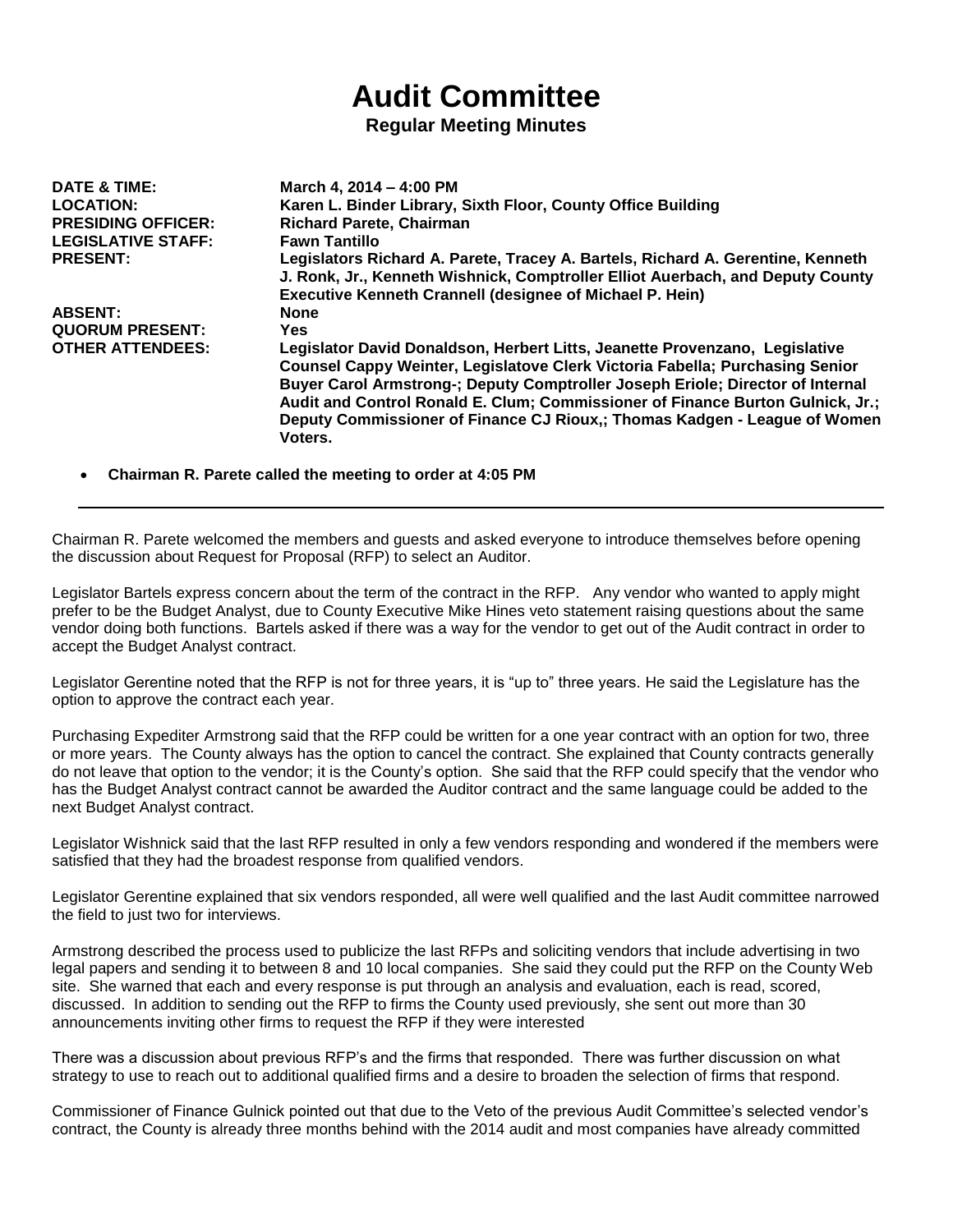# Audit Committee

**Regular Meeting Minutes**

| | |
|---|---|
| **DATE & TIME:** | **March 4, 2014 – 4:00 PM** |
| **LOCATION:** | **Karen L. Binder Library, Sixth Floor, County Office Building** |
| **PRESIDING OFFICER:** | **Richard Parete, Chairman** |
| **LEGISLATIVE STAFF:** | **Fawn Tantillo** |
| **PRESENT:** | **Legislators Richard A. Parete, Tracey A. Bartels, Richard A. Gerentine, Kenneth J. Ronk, Jr., Kenneth Wishnick, Comptroller Elliot Auerbach, and Deputy County Executive Kenneth Crannell (designee of Michael P. Hein)** |
| **ABSENT:** | **None** |
| **QUORUM PRESENT:** | **Yes** |
| **OTHER ATTENDEES:** | **Legislator David Donaldson, Herbert Litts, Jeanette Provenzano, Legislative Counsel Cappy Weinter, Legislatove Clerk Victoria Fabella; Purchasing Senior Buyer Carol Armstrong-; Deputy Comptroller Joseph Eriole; Director of Internal Audit and Control Ronald E. Clum; Commissioner of Finance Burton Gulnick, Jr.; Deputy Commissioner of Finance CJ Rioux,; Thomas Kadgen - League of Women Voters.** |

- **Chairman R. Parete called the meeting to order at 4:05 PM**

---

Chairman R. Parete welcomed the members and guests and asked everyone to introduce themselves before opening the discussion about Request for Proposal (RFP) to select an Auditor.

Legislator Bartels express concern about the term of the contract in the RFP. Any vendor who wanted to apply might prefer to be the Budget Analyst, due to County Executive Mike Hines veto statement raising questions about the same vendor doing both functions. Bartels asked if there was a way for the vendor to get out of the Audit contract in order to accept the Budget Analyst contract.

Legislator Gerentine noted that the RFP is not for three years, it is "up to" three years. He said the Legislature has the option to approve the contract each year.

Purchasing Expediter Armstrong said that the RFP could be written for a one year contract with an option for two, three or more years. The County always has the option to cancel the contract. She explained that County contracts generally do not leave that option to the vendor; it is the County's option. She said that the RFP could specify that the vendor who has the Budget Analyst contract cannot be awarded the Auditor contract and the same language could be added to the next Budget Analyst contract.

Legislator Wishnick said that the last RFP resulted in only a few vendors responding and wondered if the members were satisfied that they had the broadest response from qualified vendors.

Legislator Gerentine explained that six vendors responded, all were well qualified and the last Audit committee narrowed the field to just two for interviews.

Armstrong described the process used to publicize the last RFPs and soliciting vendors that include advertising in two legal papers and sending it to between 8 and 10 local companies. She said they could put the RFP on the County Web site. She warned that each and every response is put through an analysis and evaluation, each is read, scored, discussed. In addition to sending out the RFP to firms the County used previously, she sent out more than 30 announcements inviting other firms to request the RFP if they were interested

There was a discussion about previous RFP's and the firms that responded. There was further discussion on what strategy to use to reach out to additional qualified firms and a desire to broaden the selection of firms that respond.

Commissioner of Finance Gulnick pointed out that due to the Veto of the previous Audit Committee's selected vendor's contract, the County is already three months behind with the 2014 audit and most companies have already committed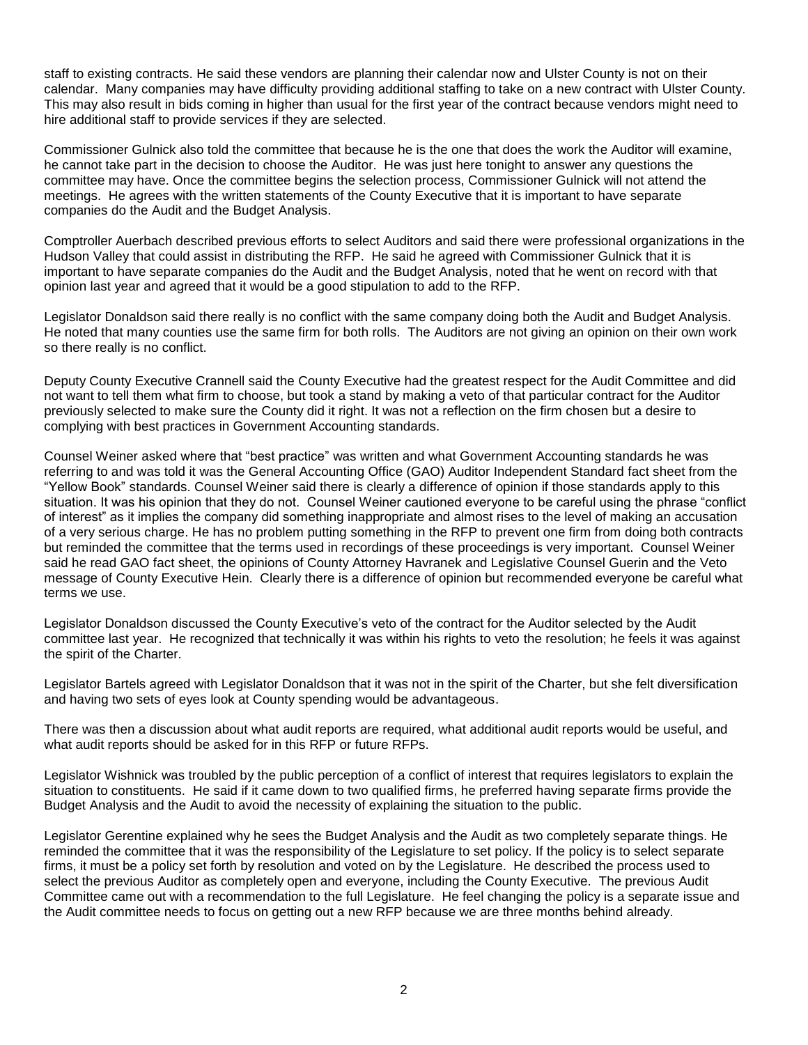staff to existing contracts. He said these vendors are planning their calendar now and Ulster County is not on their calendar. Many companies may have difficulty providing additional staffing to take on a new contract with Ulster County. This may also result in bids coming in higher than usual for the first year of the contract because vendors might need to hire additional staff to provide services if they are selected.

Commissioner Gulnick also told the committee that because he is the one that does the work the Auditor will examine, he cannot take part in the decision to choose the Auditor. He was just here tonight to answer any questions the committee may have. Once the committee begins the selection process, Commissioner Gulnick will not attend the meetings. He agrees with the written statements of the County Executive that it is important to have separate companies do the Audit and the Budget Analysis.

Comptroller Auerbach described previous efforts to select Auditors and said there were professional organizations in the Hudson Valley that could assist in distributing the RFP. He said he agreed with Commissioner Gulnick that it is important to have separate companies do the Audit and the Budget Analysis, noted that he went on record with that opinion last year and agreed that it would be a good stipulation to add to the RFP.

Legislator Donaldson said there really is no conflict with the same company doing both the Audit and Budget Analysis. He noted that many counties use the same firm for both rolls. The Auditors are not giving an opinion on their own work so there really is no conflict.

Deputy County Executive Crannell said the County Executive had the greatest respect for the Audit Committee and did not want to tell them what firm to choose, but took a stand by making a veto of that particular contract for the Auditor previously selected to make sure the County did it right. It was not a reflection on the firm chosen but a desire to complying with best practices in Government Accounting standards.

Counsel Weiner asked where that "best practice" was written and what Government Accounting standards he was referring to and was told it was the General Accounting Office (GAO) Auditor Independent Standard fact sheet from the "Yellow Book" standards. Counsel Weiner said there is clearly a difference of opinion if those standards apply to this situation. It was his opinion that they do not. Counsel Weiner cautioned everyone to be careful using the phrase "conflict of interest" as it implies the company did something inappropriate and almost rises to the level of making an accusation of a very serious charge. He has no problem putting something in the RFP to prevent one firm from doing both contracts but reminded the committee that the terms used in recordings of these proceedings is very important. Counsel Weiner said he read GAO fact sheet, the opinions of County Attorney Havranek and Legislative Counsel Guerin and the Veto message of County Executive Hein. Clearly there is a difference of opinion but recommended everyone be careful what terms we use.

Legislator Donaldson discussed the County Executive's veto of the contract for the Auditor selected by the Audit committee last year. He recognized that technically it was within his rights to veto the resolution; he feels it was against the spirit of the Charter.

Legislator Bartels agreed with Legislator Donaldson that it was not in the spirit of the Charter, but she felt diversification and having two sets of eyes look at County spending would be advantageous.

There was then a discussion about what audit reports are required, what additional audit reports would be useful, and what audit reports should be asked for in this RFP or future RFPs.

Legislator Wishnick was troubled by the public perception of a conflict of interest that requires legislators to explain the situation to constituents. He said if it came down to two qualified firms, he preferred having separate firms provide the Budget Analysis and the Audit to avoid the necessity of explaining the situation to the public.

Legislator Gerentine explained why he sees the Budget Analysis and the Audit as two completely separate things. He reminded the committee that it was the responsibility of the Legislature to set policy. If the policy is to select separate firms, it must be a policy set forth by resolution and voted on by the Legislature. He described the process used to select the previous Auditor as completely open and everyone, including the County Executive. The previous Audit Committee came out with a recommendation to the full Legislature. He feel changing the policy is a separate issue and the Audit committee needs to focus on getting out a new RFP because we are three months behind already.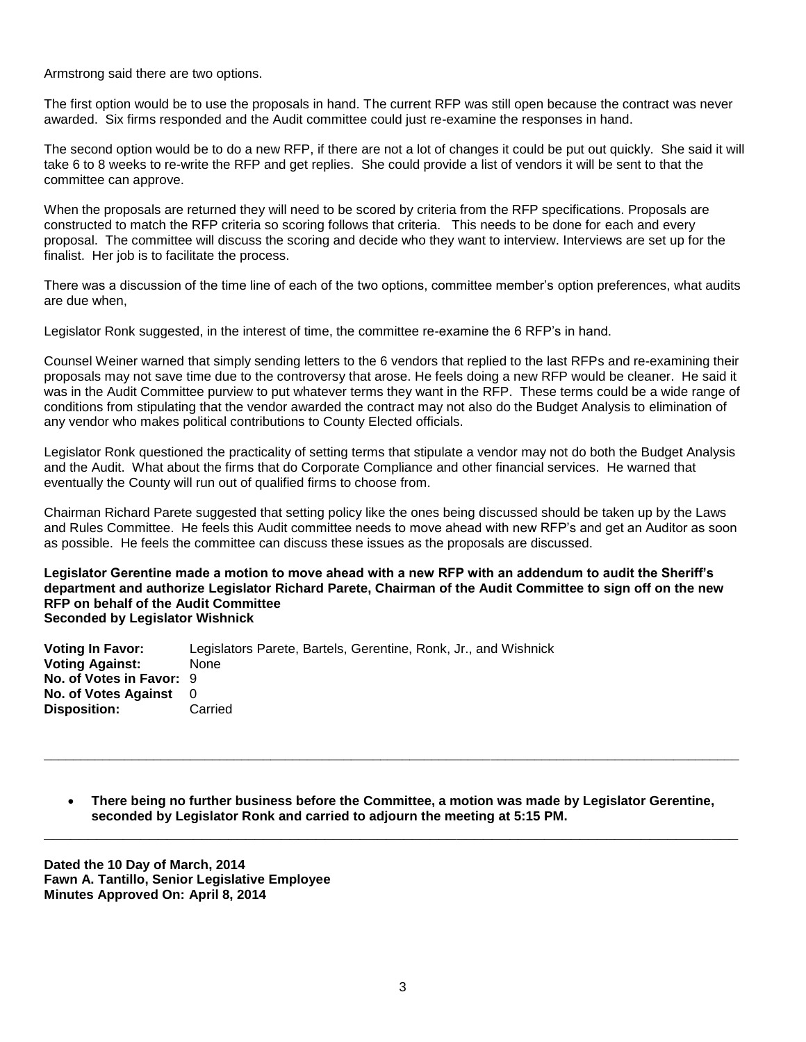Armstrong said there are two options.

The first option would be to use the proposals in hand. The current RFP was still open because the contract was never awarded. Six firms responded and the Audit committee could just re-examine the responses in hand.

The second option would be to do a new RFP, if there are not a lot of changes it could be put out quickly. She said it will take 6 to 8 weeks to re-write the RFP and get replies. She could provide a list of vendors it will be sent to that the committee can approve.

When the proposals are returned they will need to be scored by criteria from the RFP specifications. Proposals are constructed to match the RFP criteria so scoring follows that criteria. This needs to be done for each and every proposal. The committee will discuss the scoring and decide who they want to interview. Interviews are set up for the finalist. Her job is to facilitate the process.

There was a discussion of the time line of each of the two options, committee member's option preferences, what audits are due when,

Legislator Ronk suggested, in the interest of time, the committee re-examine the 6 RFP's in hand.

Counsel Weiner warned that simply sending letters to the 6 vendors that replied to the last RFPs and re-examining their proposals may not save time due to the controversy that arose. He feels doing a new RFP would be cleaner. He said it was in the Audit Committee purview to put whatever terms they want in the RFP. These terms could be a wide range of conditions from stipulating that the vendor awarded the contract may not also do the Budget Analysis to elimination of any vendor who makes political contributions to County Elected officials.

Legislator Ronk questioned the practicality of setting terms that stipulate a vendor may not do both the Budget Analysis and the Audit. What about the firms that do Corporate Compliance and other financial services. He warned that eventually the County will run out of qualified firms to choose from.

Chairman Richard Parete suggested that setting policy like the ones being discussed should be taken up by the Laws and Rules Committee. He feels this Audit committee needs to move ahead with new RFP's and get an Auditor as soon as possible. He feels the committee can discuss these issues as the proposals are discussed.

**Legislator Gerentine made a motion to move ahead with a new RFP with an addendum to audit the Sheriff's department and authorize Legislator Richard Parete, Chairman of the Audit Committee to sign off on the new RFP on behalf of the Audit Committee**
**Seconded by Legislator Wishnick**

| | |
|---|---|
| **Voting In Favor:** | Legislators Parete, Bartels, Gerentine, Ronk, Jr., and Wishnick |
| **Voting Against:** | None |
| **No. of Votes in Favor:** | 9 |
| **No. of Votes Against** | 0 |
| **Disposition:** | Carried |

---

- **There being no further business before the Committee, a motion was made by Legislator Gerentine, seconded by Legislator Ronk and carried to adjourn the meeting at 5:15 PM.**

---

**Dated the 10 Day of March, 2014**
**Fawn A. Tantillo, Senior Legislative Employee**
**Minutes Approved On: April 8, 2014**